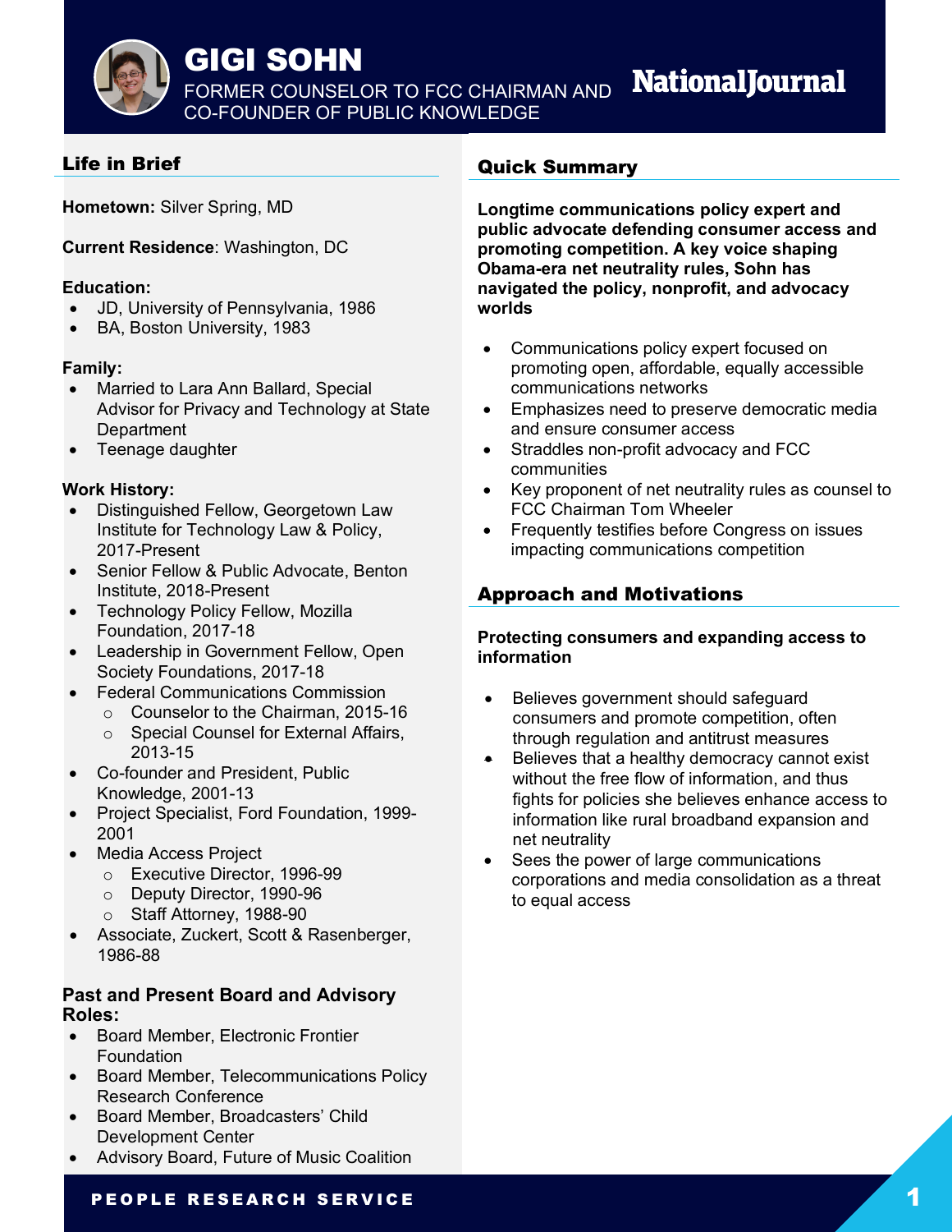# GIGI SOHN

FORMER COUNSELOR TO FCC CHAIRMAN AND CO-FOUNDER OF PUBLIC KNOWLEDGE

NationalJournal

## Life in Brief

**Hometown:** Silver Spring, MD

**Current Residence**: Washington, DC

**Education:**

- JD, University of Pennsylvania, 1986
- BA, Boston University, 1983

**Family:**

- Married to Lara Ann Ballard, Special Advisor for Privacy and Technology at State Department
- Teenage daughter

**Work History:**

- Distinguished Fellow, Georgetown Law Institute for Technology Law & Policy, 2017-Present
- Senior Fellow & Public Advocate, Benton Institute, 2018-Present
- Technology Policy Fellow, Mozilla Foundation, 2017-18
- Leadership in Government Fellow, Open Society Foundations, 2017-18
- Federal Communications Commission
  - Counselor to the Chairman, 2015-16
  - Special Counsel for External Affairs, 2013-15
- Co-founder and President, Public Knowledge, 2001-13
- Project Specialist, Ford Foundation, 1999-2001
- Media Access Project
  - Executive Director, 1996-99
  - Deputy Director, 1990-96
  - Staff Attorney, 1988-90
- Associate, Zuckert, Scott & Rasenberger, 1986-88

**Past and Present Board and Advisory Roles:**

- Board Member, Electronic Frontier Foundation
- Board Member, Telecommunications Policy Research Conference
- Board Member, Broadcasters' Child Development Center
- Advisory Board, Future of Music Coalition

## Quick Summary

**Longtime communications policy expert and public advocate defending consumer access and promoting competition. A key voice shaping Obama-era net neutrality rules, Sohn has navigated the policy, nonprofit, and advocacy worlds**

- Communications policy expert focused on promoting open, affordable, equally accessible communications networks
- Emphasizes need to preserve democratic media and ensure consumer access
- Straddles non-profit advocacy and FCC communities
- Key proponent of net neutrality rules as counsel to FCC Chairman Tom Wheeler
- Frequently testifies before Congress on issues impacting communications competition

## Approach and Motivations

**Protecting consumers and expanding access to information**

- Believes government should safeguard consumers and promote competition, often through regulation and antitrust measures
- Believes that a healthy democracy cannot exist without the free flow of information, and thus fights for policies she believes enhance access to information like rural broadband expansion and net neutrality
- Sees the power of large communications corporations and media consolidation as a threat to equal access

PEOPLE RESEARCH SERVICE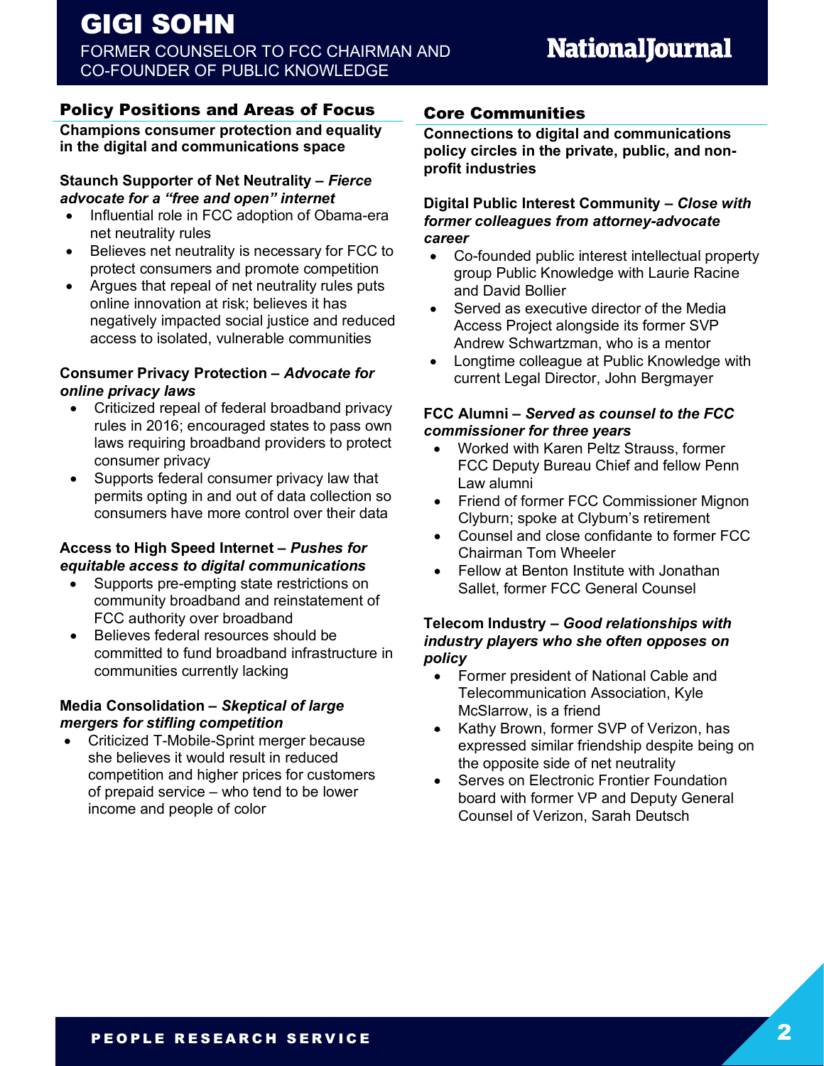# GIGI SOHN

FORMER COUNSELOR TO FCC CHAIRMAN AND CO-FOUNDER OF PUBLIC KNOWLEDGE

## Policy Positions and Areas of Focus

**Champions consumer protection and equality in the digital and communications space**

**Staunch Supporter of Net Neutrality** – ***Fierce advocate for a "free and open" internet***

- Influential role in FCC adoption of Obama-era net neutrality rules
- Believes net neutrality is necessary for FCC to protect consumers and promote competition
- Argues that repeal of net neutrality rules puts online innovation at risk; believes it has negatively impacted social justice and reduced access to isolated, vulnerable communities

**Consumer Privacy Protection** – ***Advocate for online privacy laws***

- Criticized repeal of federal broadband privacy rules in 2016; encouraged states to pass own laws requiring broadband providers to protect consumer privacy
- Supports federal consumer privacy law that permits opting in and out of data collection so consumers have more control over their data

**Access to High Speed Internet** – ***Pushes for equitable access to digital communications***

- Supports pre-empting state restrictions on community broadband and reinstatement of FCC authority over broadband
- Believes federal resources should be committed to fund broadband infrastructure in communities currently lacking

**Media Consolidation** – ***Skeptical of large mergers for stifling competition***

- Criticized T-Mobile-Sprint merger because she believes it would result in reduced competition and higher prices for customers of prepaid service – who tend to be lower income and people of color

## Core Communities

**Connections to digital and communications policy circles in the private, public, and non-profit industries**

**Digital Public Interest Community** – ***Close with former colleagues from attorney-advocate career***

- Co-founded public interest intellectual property group Public Knowledge with Laurie Racine and David Bollier
- Served as executive director of the Media Access Project alongside its former SVP Andrew Schwartzman, who is a mentor
- Longtime colleague at Public Knowledge with current Legal Director, John Bergmayer

**FCC Alumni** – ***Served as counsel to the FCC commissioner for three years***

- Worked with Karen Peltz Strauss, former FCC Deputy Bureau Chief and fellow Penn Law alumni
- Friend of former FCC Commissioner Mignon Clyburn; spoke at Clyburn's retirement
- Counsel and close confidante to former FCC Chairman Tom Wheeler
- Fellow at Benton Institute with Jonathan Sallet, former FCC General Counsel

**Telecom Industry** – ***Good relationships with industry players who she often opposes on policy***

- Former president of National Cable and Telecommunication Association, Kyle McSlarrow, is a friend
- Kathy Brown, former SVP of Verizon, has expressed similar friendship despite being on the opposite side of net neutrality
- Serves on Electronic Frontier Foundation board with former VP and Deputy General Counsel of Verizon, Sarah Deutsch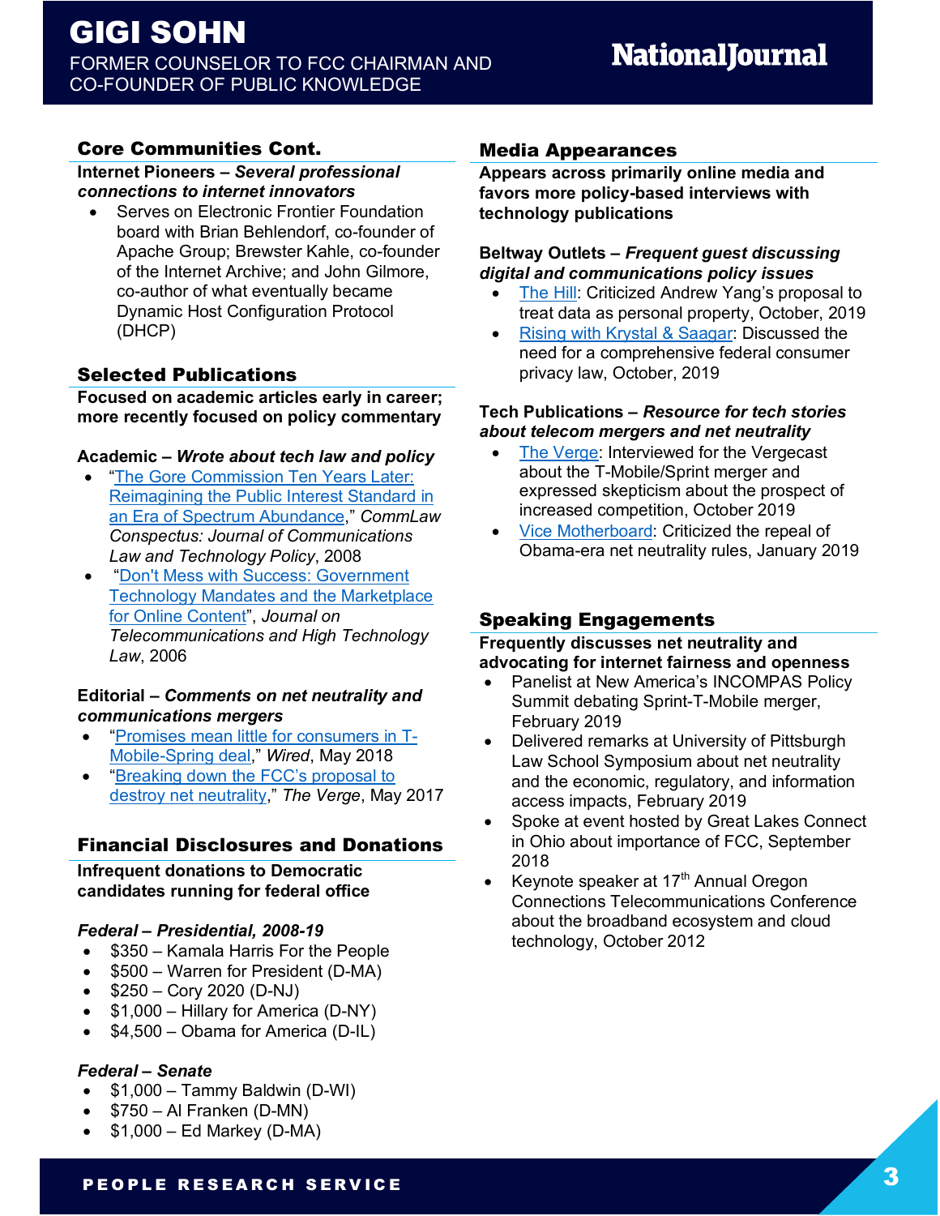# GIGI SOHN

FORMER COUNSELOR TO FCC CHAIRMAN AND CO-FOUNDER OF PUBLIC KNOWLEDGE

## Core Communities Cont.

**Internet Pioneers – *Several professional connections to internet innovators***

- Serves on Electronic Frontier Foundation board with Brian Behlendorf, co-founder of Apache Group; Brewster Kahle, co-founder of the Internet Archive; and John Gilmore, co-author of what eventually became Dynamic Host Configuration Protocol (DHCP)

## Selected Publications

**Focused on academic articles early in career; more recently focused on policy commentary**

**Academic – *Wrote about tech law and policy***

- "The Gore Commission Ten Years Later: Reimagining the Public Interest Standard in an Era of Spectrum Abundance," *CommLaw Conspectus: Journal of Communications Law and Technology Policy*, 2008
- "Don't Mess with Success: Government Technology Mandates and the Marketplace for Online Content", *Journal on Telecommunications and High Technology Law*, 2006

**Editorial – *Comments on net neutrality and communications mergers***

- "Promises mean little for consumers in T-Mobile-Spring deal," *Wired*, May 2018
- "Breaking down the FCC's proposal to destroy net neutrality," *The Verge*, May 2017

## Financial Disclosures and Donations

**Infrequent donations to Democratic candidates running for federal office**

***Federal – Presidential, 2008-19***

- $350 – Kamala Harris For the People
- $500 – Warren for President (D-MA)
- $250 – Cory 2020 (D-NJ)
- $1,000 – Hillary for America (D-NY)
- $4,500 – Obama for America (D-IL)

***Federal – Senate***

- $1,000 – Tammy Baldwin (D-WI)
- $750 – Al Franken (D-MN)
- $1,000 – Ed Markey (D-MA)

## Media Appearances

**Appears across primarily online media and favors more policy-based interviews with technology publications**

**Beltway Outlets – *Frequent guest discussing digital and communications policy issues***

- The Hill: Criticized Andrew Yang's proposal to treat data as personal property, October, 2019
- Rising with Krystal & Saagar: Discussed the need for a comprehensive federal consumer privacy law, October, 2019

**Tech Publications – *Resource for tech stories about telecom mergers and net neutrality***

- The Verge: Interviewed for the Vergecast about the T-Mobile/Sprint merger and expressed skepticism about the prospect of increased competition, October 2019
- Vice Motherboard: Criticized the repeal of Obama-era net neutrality rules, January 2019

## Speaking Engagements

**Frequently discusses net neutrality and advocating for internet fairness and openness**

- Panelist at New America's INCOMPAS Policy Summit debating Sprint-T-Mobile merger, February 2019
- Delivered remarks at University of Pittsburgh Law School Symposium about net neutrality and the economic, regulatory, and information access impacts, February 2019
- Spoke at event hosted by Great Lakes Connect in Ohio about importance of FCC, September 2018
- Keynote speaker at 17th Annual Oregon Connections Telecommunications Conference about the broadband ecosystem and cloud technology, October 2012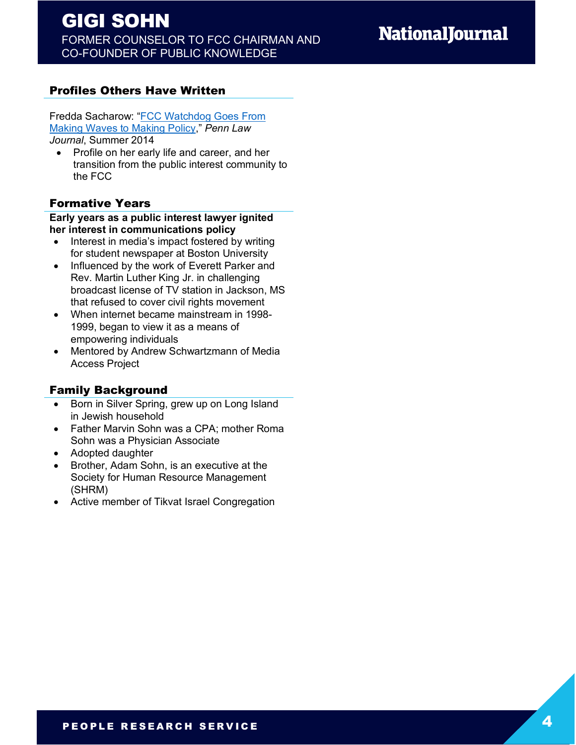## Profiles Others Have Written

Fredda Sacharow: "[FCC Watchdog Goes From Making Waves to Making Policy]," *Penn Law Journal*, Summer 2014

- Profile on her early life and career, and her transition from the public interest community to the FCC

## Formative Years

**Early years as a public interest lawyer ignited her interest in communications policy**

- Interest in media's impact fostered by writing for student newspaper at Boston University
- Influenced by the work of Everett Parker and Rev. Martin Luther King Jr. in challenging broadcast license of TV station in Jackson, MS that refused to cover civil rights movement
- When internet became mainstream in 1998-1999, began to view it as a means of empowering individuals
- Mentored by Andrew Schwartzmann of Media Access Project

## Family Background

- Born in Silver Spring, grew up on Long Island in Jewish household
- Father Marvin Sohn was a CPA; mother Roma Sohn was a Physician Associate
- Adopted daughter
- Brother, Adam Sohn, is an executive at the Society for Human Resource Management (SHRM)
- Active member of Tikvat Israel Congregation